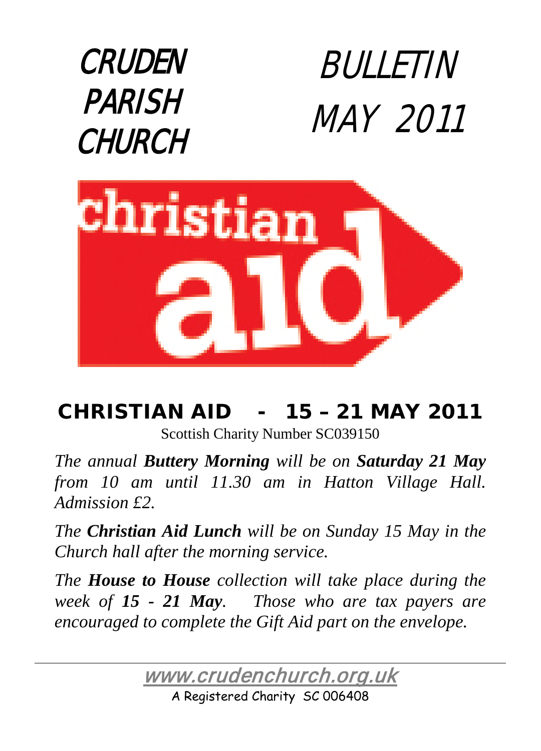# CRUDEN PARISH CHURCH

# BULLETIN MAY 2011

christian aid

## CHRISTIAN AID - 15 – 21 MAY 2011

Scottish Charity Number SC039150

*The annual **Buttery Morning** will be on **Saturday 21 May** from 10 am until 11.30 am in Hatton Village Hall. Admission £2.*

*The **Christian Aid Lunch** will be on Sunday 15 May in the Church hall after the morning service.*

*The **House to House** collection will take place during the week of **15 - 21 May**. Those who are tax payers are encouraged to complete the Gift Aid part on the envelope.*

---

www.crudenchurch.org.uk

A Registered Charity SC 006408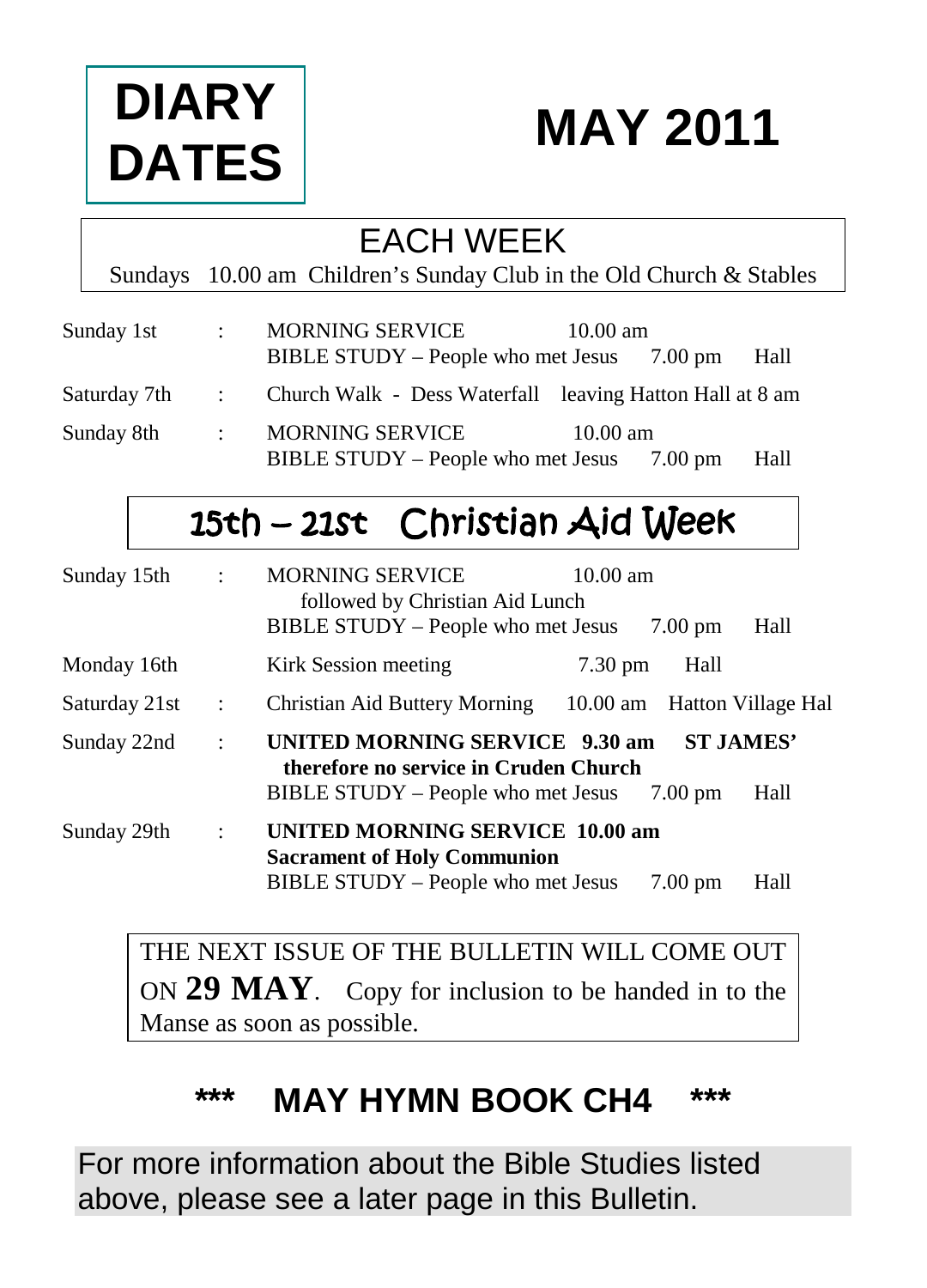# DIARY DATES

# MAY 2011

## EACH WEEK

Sundays 10.00 am Children's Sunday Club in the Old Church & Stables

| | | | | |
|---|---|---|---|---|
| Sunday 1st | : | MORNING SERVICE | 10.00 am | |
| | | BIBLE STUDY – People who met Jesus | 7.00 pm | Hall |
| Saturday 7th | : | Church Walk - Dess Waterfall | leaving Hatton Hall at 8 am | |
| Sunday 8th | : | MORNING SERVICE | 10.00 am | |
| | | BIBLE STUDY – People who met Jesus | 7.00 pm | Hall |

## 15th – 21st Christian Aid Week

| | | | | |
|---|---|---|---|---|
| Sunday 15th | : | MORNING SERVICE followed by Christian Aid Lunch | 10.00 am | |
| | | BIBLE STUDY – People who met Jesus | 7.00 pm | Hall |
| Monday 16th | | Kirk Session meeting | 7.30 pm | Hall |
| Saturday 21st | : | Christian Aid Buttery Morning | 10.00 am | Hatton Village Hal |
| Sunday 22nd | : | **UNITED MORNING SERVICE therefore no service in Cruden Church** | **9.30 am** | **ST JAMES'** |
| | | BIBLE STUDY – People who met Jesus | 7.00 pm | Hall |
| Sunday 29th | : | **UNITED MORNING SERVICE** | **10.00 am** | |
| | | **Sacrament of Holy Communion** | | |
| | | BIBLE STUDY – People who met Jesus | 7.00 pm | Hall |

THE NEXT ISSUE OF THE BULLETIN WILL COME OUT ON **29 MAY**. Copy for inclusion to be handed in to the Manse as soon as possible.

## *** MAY HYMN BOOK CH4 ***

For more information about the Bible Studies listed above, please see a later page in this Bulletin.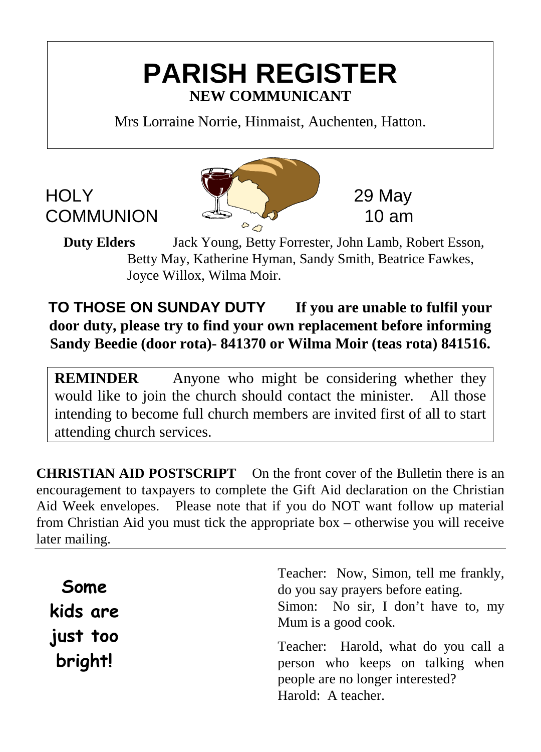# PARISH REGISTER

**NEW COMMUNICANT**

Mrs Lorraine Norrie, Hinmaist, Auchenten, Hatton.

HOLY COMMUNION — 29 May 10 am

**Duty Elders** Jack Young, Betty Forrester, John Lamb, Robert Esson, Betty May, Katherine Hyman, Sandy Smith, Beatrice Fawkes, Joyce Willox, Wilma Moir.

**TO THOSE ON SUNDAY DUTY** **If you are unable to fulfil your door duty, please try to find your own replacement before informing Sandy Beedie (door rota)- 841370 or Wilma Moir (teas rota) 841516.**

**REMINDER** Anyone who might be considering whether they would like to join the church should contact the minister. All those intending to become full church members are invited first of all to start attending church services.

**CHRISTIAN AID POSTSCRIPT** On the front cover of the Bulletin there is an encouragement to taxpayers to complete the Gift Aid declaration on the Christian Aid Week envelopes. Please note that if you do NOT want follow up material from Christian Aid you must tick the appropriate box – otherwise you will receive later mailing.

---

**Some kids are just too bright!**

Teacher: Now, Simon, tell me frankly, do you say prayers before eating.
Simon: No sir, I don't have to, my Mum is a good cook.

Teacher: Harold, what do you call a person who keeps on talking when people are no longer interested?
Harold: A teacher.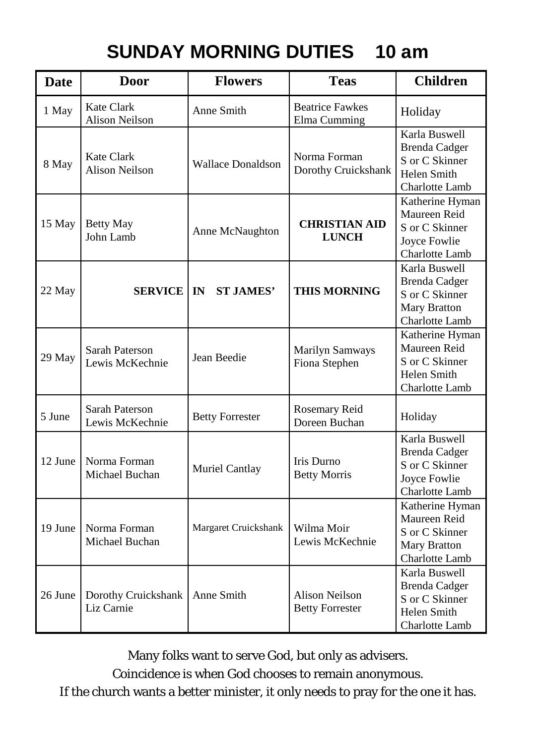# SUNDAY MORNING DUTIES 10 am

| Date | Door | Flowers | Teas | Children |
|---|---|---|---|---|
| 1 May | Kate Clark<br>Alison Neilson | Anne Smith | Beatrice Fawkes<br>Elma Cumming | Holiday |
| 8 May | Kate Clark<br>Alison Neilson | Wallace Donaldson | Norma Forman<br>Dorothy Cruickshank | Karla Buswell<br>Brenda Cadger<br>S or C Skinner<br>Helen Smith<br>Charlotte Lamb |
| 15 May | Betty May<br>John Lamb | Anne McNaughton | **CHRISTIAN AID LUNCH** | Katherine Hyman<br>Maureen Reid<br>S or C Skinner<br>Joyce Fowlie<br>Charlotte Lamb |
| 22 May | **SERVICE** | **IN ST JAMES'** | **THIS MORNING** | Karla Buswell<br>Brenda Cadger<br>S or C Skinner<br>Mary Bratton<br>Charlotte Lamb |
| 29 May | Sarah Paterson<br>Lewis McKechnie | Jean Beedie | Marilyn Samways<br>Fiona Stephen | Katherine Hyman<br>Maureen Reid<br>S or C Skinner<br>Helen Smith<br>Charlotte Lamb |
| 5 June | Sarah Paterson<br>Lewis McKechnie | Betty Forrester | Rosemary Reid<br>Doreen Buchan | Holiday |
| 12 June | Norma Forman<br>Michael Buchan | Muriel Cantlay | Iris Durno<br>Betty Morris | Karla Buswell<br>Brenda Cadger<br>S or C Skinner<br>Joyce Fowlie<br>Charlotte Lamb |
| 19 June | Norma Forman<br>Michael Buchan | Margaret Cruickshank | Wilma Moir<br>Lewis McKechnie | Katherine Hyman<br>Maureen Reid<br>S or C Skinner<br>Mary Bratton<br>Charlotte Lamb |
| 26 June | Dorothy Cruickshank<br>Liz Carnie | Anne Smith | Alison Neilson<br>Betty Forrester | Karla Buswell<br>Brenda Cadger<br>S or C Skinner<br>Helen Smith<br>Charlotte Lamb |

Many folks want to serve God, but only as advisers.

Coincidence is when God chooses to remain anonymous.

If the church wants a better minister, it only needs to pray for the one it has.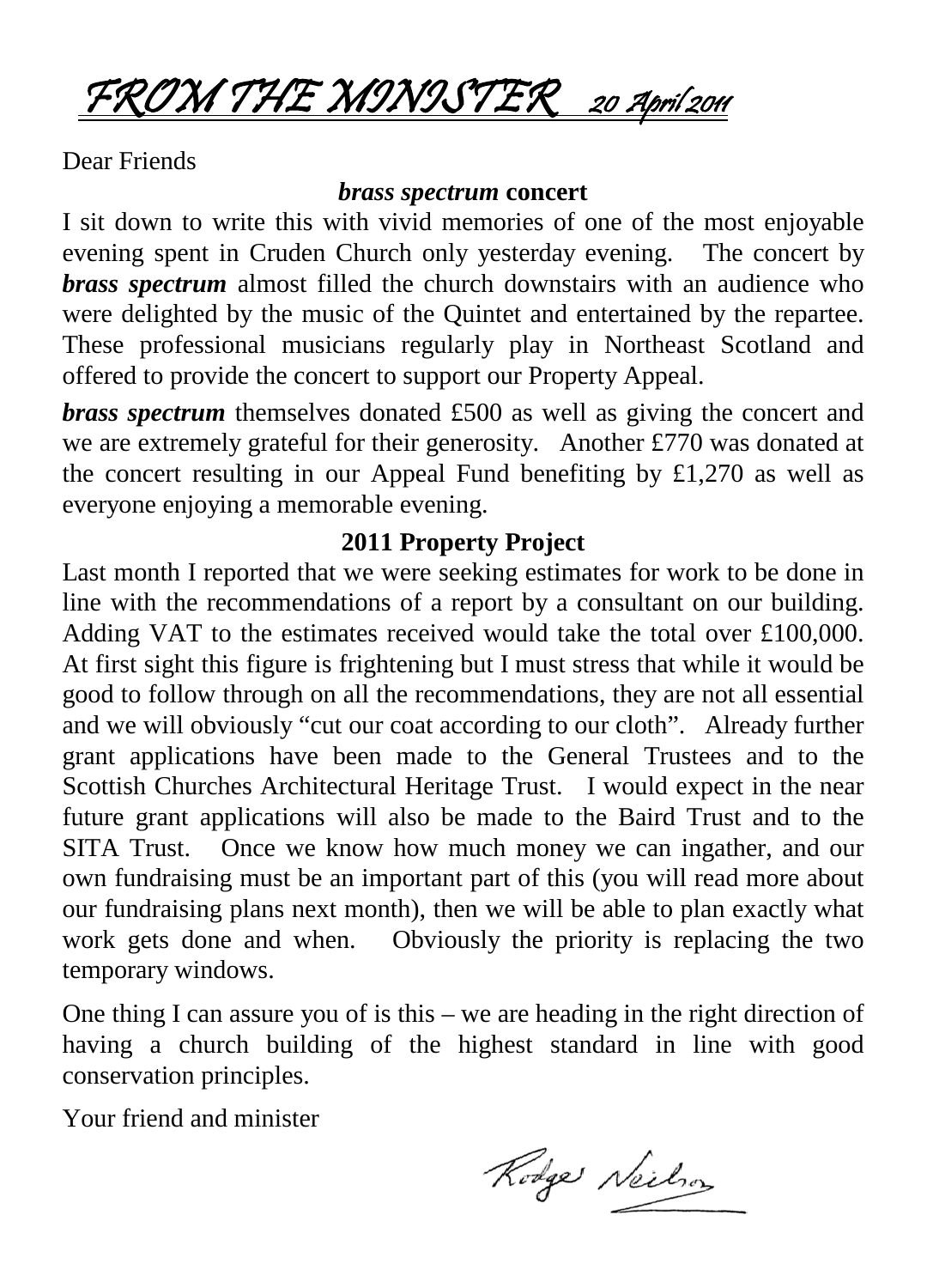# FROM THE MINISTER 20 April 2011

Dear Friends

### *brass spectrum* concert

I sit down to write this with vivid memories of one of the most enjoyable evening spent in Cruden Church only yesterday evening. The concert by ***brass spectrum*** almost filled the church downstairs with an audience who were delighted by the music of the Quintet and entertained by the repartee. These professional musicians regularly play in Northeast Scotland and offered to provide the concert to support our Property Appeal.

***brass spectrum*** themselves donated £500 as well as giving the concert and we are extremely grateful for their generosity. Another £770 was donated at the concert resulting in our Appeal Fund benefiting by £1,270 as well as everyone enjoying a memorable evening.

### 2011 Property Project

Last month I reported that we were seeking estimates for work to be done in line with the recommendations of a report by a consultant on our building. Adding VAT to the estimates received would take the total over £100,000. At first sight this figure is frightening but I must stress that while it would be good to follow through on all the recommendations, they are not all essential and we will obviously "cut our coat according to our cloth". Already further grant applications have been made to the General Trustees and to the Scottish Churches Architectural Heritage Trust. I would expect in the near future grant applications will also be made to the Baird Trust and to the SITA Trust. Once we know how much money we can ingather, and our own fundraising must be an important part of this (you will read more about our fundraising plans next month), then we will be able to plan exactly what work gets done and when. Obviously the priority is replacing the two temporary windows.

One thing I can assure you of is this – we are heading in the right direction of having a church building of the highest standard in line with good conservation principles.

Your friend and minister

Rodger Neilson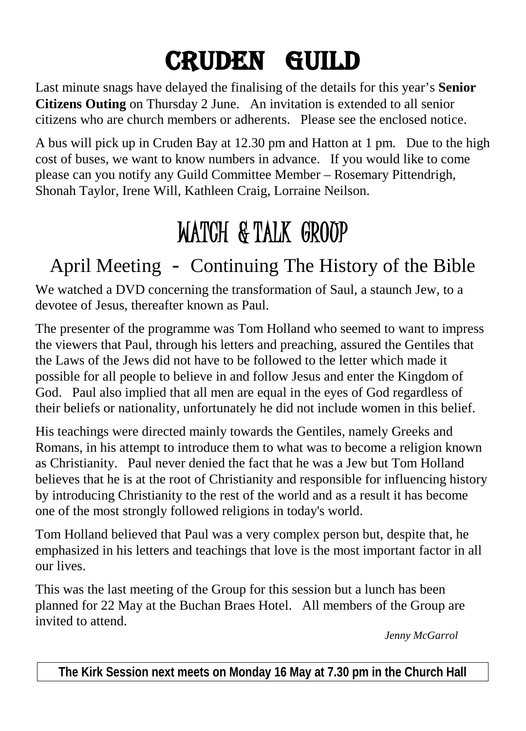# CRUDEN GUILD

Last minute snags have delayed the finalising of the details for this year's **Senior Citizens Outing** on Thursday 2 June. An invitation is extended to all senior citizens who are church members or adherents. Please see the enclosed notice.

A bus will pick up in Cruden Bay at 12.30 pm and Hatton at 1 pm. Due to the high cost of buses, we want to know numbers in advance. If you would like to come please can you notify any Guild Committee Member – Rosemary Pittendrigh, Shonah Taylor, Irene Will, Kathleen Craig, Lorraine Neilson.

# WATCH & TALK GROUP

## April Meeting - Continuing The History of the Bible

We watched a DVD concerning the transformation of Saul, a staunch Jew, to a devotee of Jesus, thereafter known as Paul.

The presenter of the programme was Tom Holland who seemed to want to impress the viewers that Paul, through his letters and preaching, assured the Gentiles that the Laws of the Jews did not have to be followed to the letter which made it possible for all people to believe in and follow Jesus and enter the Kingdom of God. Paul also implied that all men are equal in the eyes of God regardless of their beliefs or nationality, unfortunately he did not include women in this belief.

His teachings were directed mainly towards the Gentiles, namely Greeks and Romans, in his attempt to introduce them to what was to become a religion known as Christianity. Paul never denied the fact that he was a Jew but Tom Holland believes that he is at the root of Christianity and responsible for influencing history by introducing Christianity to the rest of the world and as a result it has become one of the most strongly followed religions in today's world.

Tom Holland believed that Paul was a very complex person but, despite that, he emphasized in his letters and teachings that love is the most important factor in all our lives.

This was the last meeting of the Group for this session but a lunch has been planned for 22 May at the Buchan Braes Hotel. All members of the Group are invited to attend.

*Jenny McGarrol*

**The Kirk Session next meets on Monday 16 May at 7.30 pm in the Church Hall**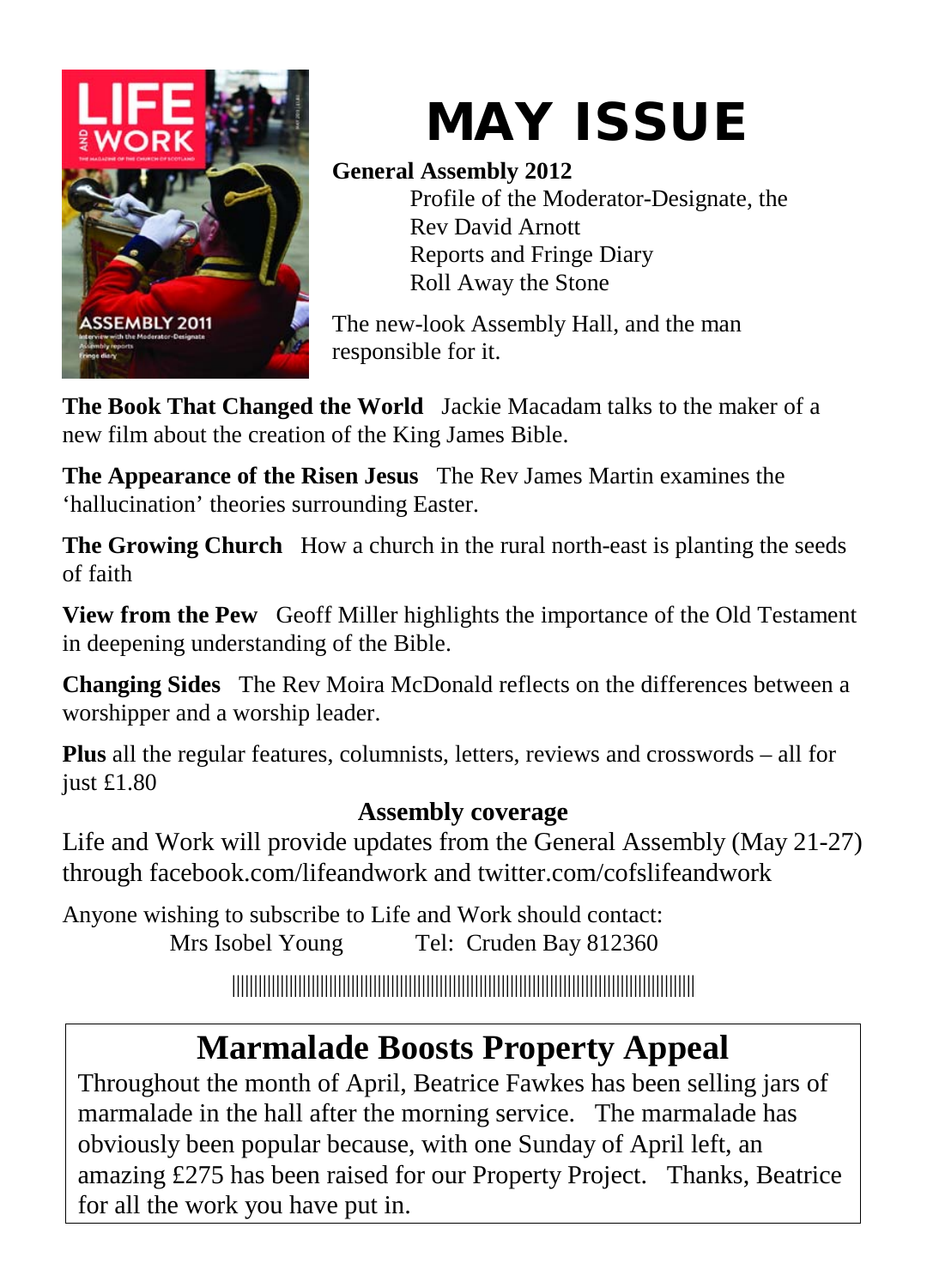# MAY ISSUE

**General Assembly 2012**

Profile of the Moderator-Designate, the Rev David Arnott
Reports and Fringe Diary
Roll Away the Stone

The new-look Assembly Hall, and the man responsible for it.

**The Book That Changed the World** Jackie Macadam talks to the maker of a new film about the creation of the King James Bible.

**The Appearance of the Risen Jesus** The Rev James Martin examines the 'hallucination' theories surrounding Easter.

**The Growing Church** How a church in the rural north-east is planting the seeds of faith

**View from the Pew** Geoff Miller highlights the importance of the Old Testament in deepening understanding of the Bible.

**Changing Sides** The Rev Moira McDonald reflects on the differences between a worshipper and a worship leader.

**Plus** all the regular features, columnists, letters, reviews and crosswords – all for just £1.80

**Assembly coverage**

Life and Work will provide updates from the General Assembly (May 21-27) through facebook.com/lifeandwork and twitter.com/cofslifeandwork

Anyone wishing to subscribe to Life and Work should contact:
Mrs Isobel Young Tel: Cruden Bay 812360

## Marmalade Boosts Property Appeal

Throughout the month of April, Beatrice Fawkes has been selling jars of marmalade in the hall after the morning service. The marmalade has obviously been popular because, with one Sunday of April left, an amazing £275 has been raised for our Property Project. Thanks, Beatrice for all the work you have put in.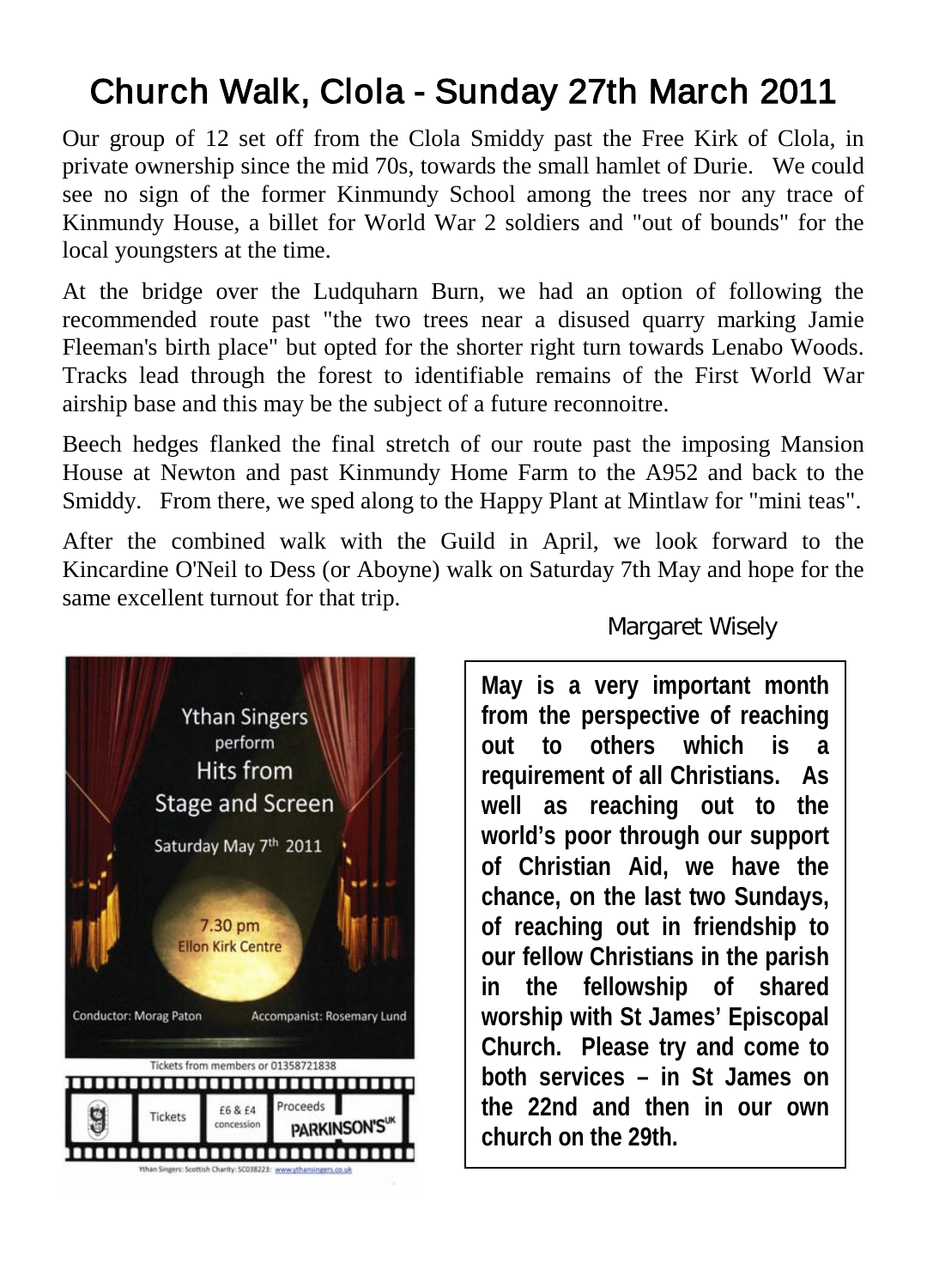# Church Walk, Clola - Sunday 27th March 2011

Our group of 12 set off from the Clola Smiddy past the Free Kirk of Clola, in private ownership since the mid 70s, towards the small hamlet of Durie. We could see no sign of the former Kinmundy School among the trees nor any trace of Kinmundy House, a billet for World War 2 soldiers and "out of bounds" for the local youngsters at the time.

At the bridge over the Ludquharn Burn, we had an option of following the recommended route past "the two trees near a disused quarry marking Jamie Fleeman's birth place" but opted for the shorter right turn towards Lenabo Woods. Tracks lead through the forest to identifiable remains of the First World War airship base and this may be the subject of a future reconnoitre.

Beech hedges flanked the final stretch of our route past the imposing Mansion House at Newton and past Kinmundy Home Farm to the A952 and back to the Smiddy. From there, we sped along to the Happy Plant at Mintlaw for "mini teas".

After the combined walk with the Guild in April, we look forward to the Kincardine O'Neil to Dess (or Aboyne) walk on Saturday 7th May and hope for the same excellent turnout for that trip.

Margaret Wisely

Ythan Singers perform Hits from Stage and Screen

Saturday May 7th 2011

7.30 pm
Ellon Kirk Centre

Conductor: Morag Paton — Accompanist: Rosemary Lund

Tickets from members or 01358721838

Tickets £6 & £4 concession — Proceeds PARKINSON'S UK

Ythan Singers: Scottish Charity: SC038223: www.ythansingers.co.uk

**May is a very important month from the perspective of reaching out to others which is a requirement of all Christians. As well as reaching out to the world's poor through our support of Christian Aid, we have the chance, on the last two Sundays, of reaching out in friendship to our fellow Christians in the parish in the fellowship of shared worship with St James' Episcopal Church. Please try and come to both services – in St James on the 22nd and then in our own church on the 29th.**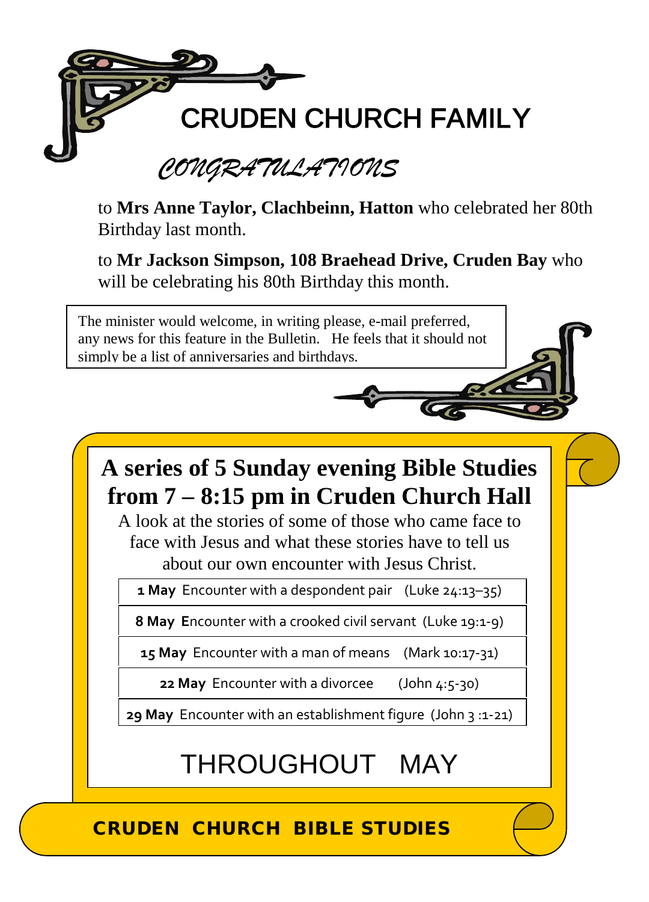# CRUDEN CHURCH FAMILY

## *CONGRATULATIONS*

to **Mrs Anne Taylor, Clachbeinn, Hatton** who celebrated her 80th Birthday last month.

to **Mr Jackson Simpson, 108 Braehead Drive, Cruden Bay** who will be celebrating his 80th Birthday this month.

The minister would welcome, in writing please, e-mail preferred, any news for this feature in the Bulletin. He feels that it should not simply be a list of anniversaries and birthdays.

## A series of 5 Sunday evening Bible Studies from 7 – 8:15 pm in Cruden Church Hall

A look at the stories of some of those who came face to face with Jesus and what these stories have to tell us about our own encounter with Jesus Christ.

| | |
|---|---|
| **1 May** Encounter with a despondent pair | (Luke 24:13–35) |
| **8 May** Encounter with a crooked civil servant | (Luke 19:1-9) |
| **15 May** Encounter with a man of means | (Mark 10:17-31) |
| **22 May** Encounter with a divorcee | (John 4:5-30) |
| **29 May** Encounter with an establishment figure | (John 3 :1-21) |

THROUGHOUT MAY

**CRUDEN CHURCH BIBLE STUDIES**